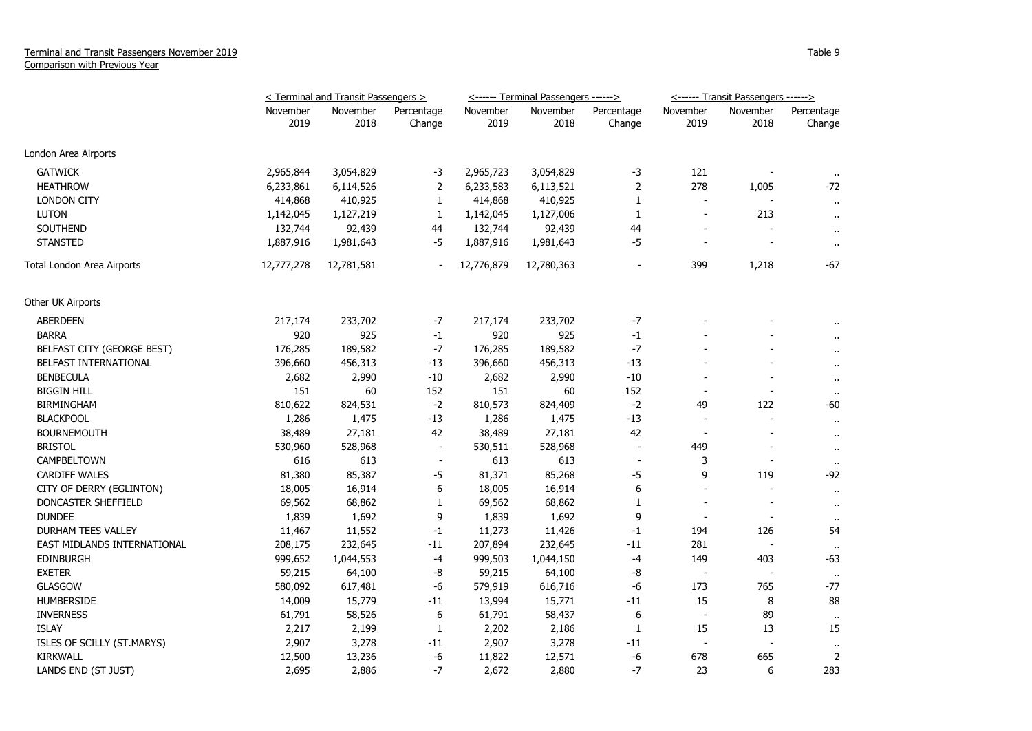Terminal and Transit Passengers November 2019
Comparison with Previous Year

Table 9

| | < Terminal and Transit Passengers > | | | <------ Terminal Passengers ------> | | | <------ Transit Passengers ------> | | |
|---|---|---|---|---|---|---|---|---|---|
| | November 2019 | November 2018 | Percentage Change | November 2019 | November 2018 | Percentage Change | November 2019 | November 2018 | Percentage Change |
| London Area Airports | | | | | | | | | |
| GATWICK | 2,965,844 | 3,054,829 | -3 | 2,965,723 | 3,054,829 | -3 | 121 | - | .. |
| HEATHROW | 6,233,861 | 6,114,526 | 2 | 6,233,583 | 6,113,521 | 2 | 278 | 1,005 | -72 |
| LONDON CITY | 414,868 | 410,925 | 1 | 414,868 | 410,925 | 1 | - | - | .. |
| LUTON | 1,142,045 | 1,127,219 | 1 | 1,142,045 | 1,127,006 | 1 | - | 213 | .. |
| SOUTHEND | 132,744 | 92,439 | 44 | 132,744 | 92,439 | 44 | - | - | .. |
| STANSTED | 1,887,916 | 1,981,643 | -5 | 1,887,916 | 1,981,643 | -5 | - | - | .. |
| Total London Area Airports | 12,777,278 | 12,781,581 | - | 12,776,879 | 12,780,363 | - | 399 | 1,218 | -67 |
| Other UK Airports | | | | | | | | | |
| ABERDEEN | 217,174 | 233,702 | -7 | 217,174 | 233,702 | -7 | - | - | .. |
| BARRA | 920 | 925 | -1 | 920 | 925 | -1 | - | - | .. |
| BELFAST CITY (GEORGE BEST) | 176,285 | 189,582 | -7 | 176,285 | 189,582 | -7 | - | - | .. |
| BELFAST INTERNATIONAL | 396,660 | 456,313 | -13 | 396,660 | 456,313 | -13 | - | - | .. |
| BENBECULA | 2,682 | 2,990 | -10 | 2,682 | 2,990 | -10 | - | - | .. |
| BIGGIN HILL | 151 | 60 | 152 | 151 | 60 | 152 | - | - | .. |
| BIRMINGHAM | 810,622 | 824,531 | -2 | 810,573 | 824,409 | -2 | 49 | 122 | -60 |
| BLACKPOOL | 1,286 | 1,475 | -13 | 1,286 | 1,475 | -13 | - | - | .. |
| BOURNEMOUTH | 38,489 | 27,181 | 42 | 38,489 | 27,181 | 42 | - | - | .. |
| BRISTOL | 530,960 | 528,968 | - | 530,511 | 528,968 | - | 449 | - | .. |
| CAMPBELTOWN | 616 | 613 | - | 613 | 613 | - | 3 | - | .. |
| CARDIFF WALES | 81,380 | 85,387 | -5 | 81,371 | 85,268 | -5 | 9 | 119 | -92 |
| CITY OF DERRY (EGLINTON) | 18,005 | 16,914 | 6 | 18,005 | 16,914 | 6 | - | - | .. |
| DONCASTER SHEFFIELD | 69,562 | 68,862 | 1 | 69,562 | 68,862 | 1 | - | - | .. |
| DUNDEE | 1,839 | 1,692 | 9 | 1,839 | 1,692 | 9 | - | - | .. |
| DURHAM TEES VALLEY | 11,467 | 11,552 | -1 | 11,273 | 11,426 | -1 | 194 | 126 | 54 |
| EAST MIDLANDS INTERNATIONAL | 208,175 | 232,645 | -11 | 207,894 | 232,645 | -11 | 281 | - | .. |
| EDINBURGH | 999,652 | 1,044,553 | -4 | 999,503 | 1,044,150 | -4 | 149 | 403 | -63 |
| EXETER | 59,215 | 64,100 | -8 | 59,215 | 64,100 | -8 | - | - | .. |
| GLASGOW | 580,092 | 617,481 | -6 | 579,919 | 616,716 | -6 | 173 | 765 | -77 |
| HUMBERSIDE | 14,009 | 15,779 | -11 | 13,994 | 15,771 | -11 | 15 | 8 | 88 |
| INVERNESS | 61,791 | 58,526 | 6 | 61,791 | 58,437 | 6 | - | 89 | .. |
| ISLAY | 2,217 | 2,199 | 1 | 2,202 | 2,186 | 1 | 15 | 13 | 15 |
| ISLES OF SCILLY (ST.MARYS) | 2,907 | 3,278 | -11 | 2,907 | 3,278 | -11 | - | - | .. |
| KIRKWALL | 12,500 | 13,236 | -6 | 11,822 | 12,571 | -6 | 678 | 665 | 2 |
| LANDS END (ST JUST) | 2,695 | 2,886 | -7 | 2,672 | 2,880 | -7 | 23 | 6 | 283 |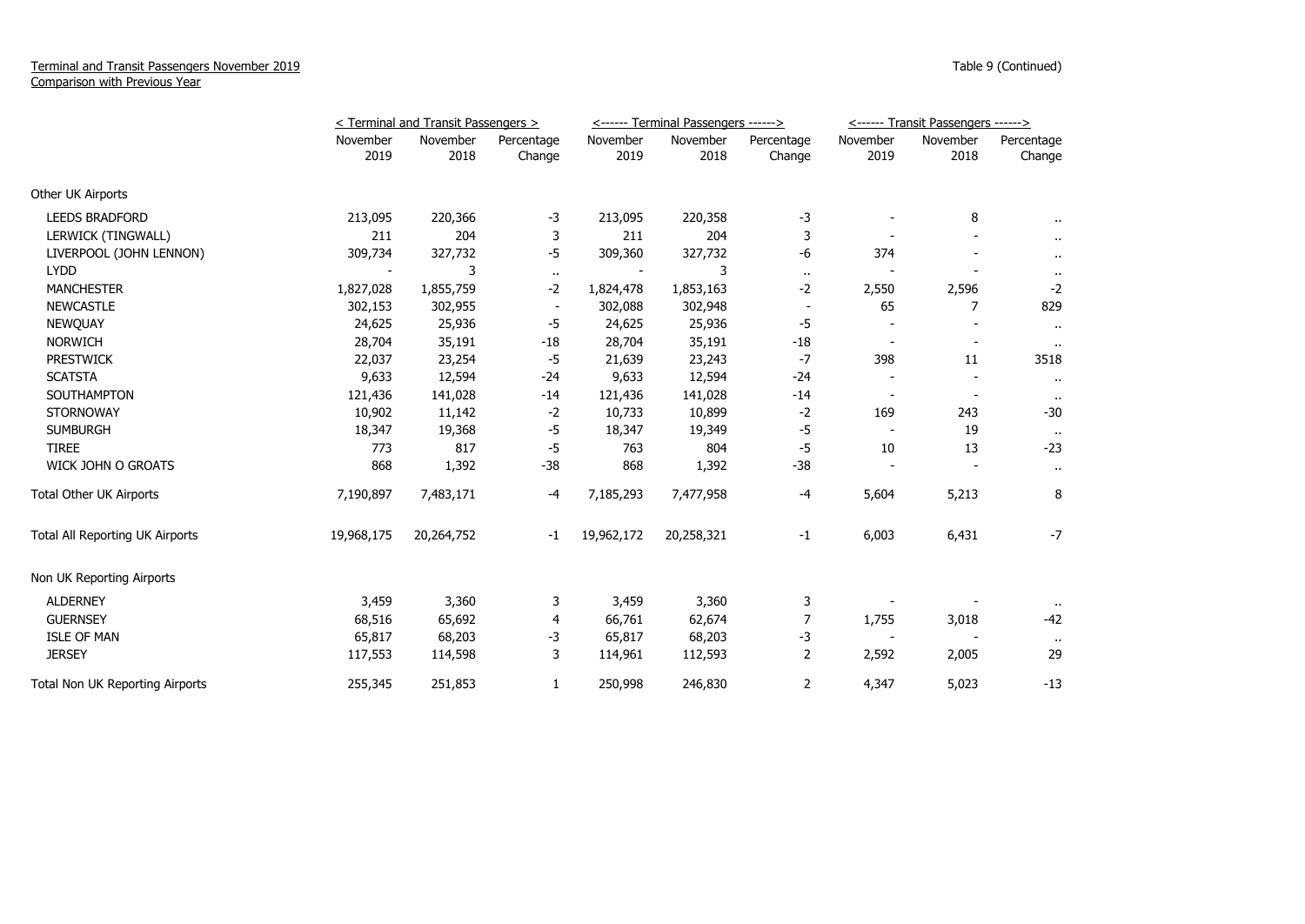Terminal and Transit Passengers November 2019
Comparison with Previous Year

Table 9 (Continued)

| | < Terminal and Transit Passengers > | | | <------ Terminal Passengers ------> | | | <------ Transit Passengers ------> | | |
|---|---|---|---|---|---|---|---|---|---|
| | November 2019 | November 2018 | Percentage Change | November 2019 | November 2018 | Percentage Change | November 2019 | November 2018 | Percentage Change |
| Other UK Airports | | | | | | | | | |
| LEEDS BRADFORD | 213,095 | 220,366 | -3 | 213,095 | 220,358 | -3 | - | 8 | .. |
| LERWICK (TINGWALL) | 211 | 204 | 3 | 211 | 204 | 3 | - | - | .. |
| LIVERPOOL (JOHN LENNON) | 309,734 | 327,732 | -5 | 309,360 | 327,732 | -6 | 374 | - | .. |
| LYDD | - | 3 | .. | - | 3 | .. | - | - | .. |
| MANCHESTER | 1,827,028 | 1,855,759 | -2 | 1,824,478 | 1,853,163 | -2 | 2,550 | 2,596 | -2 |
| NEWCASTLE | 302,153 | 302,955 | - | 302,088 | 302,948 | - | 65 | 7 | 829 |
| NEWQUAY | 24,625 | 25,936 | -5 | 24,625 | 25,936 | -5 | - | - | .. |
| NORWICH | 28,704 | 35,191 | -18 | 28,704 | 35,191 | -18 | - | - | .. |
| PRESTWICK | 22,037 | 23,254 | -5 | 21,639 | 23,243 | -7 | 398 | 11 | 3518 |
| SCATSTA | 9,633 | 12,594 | -24 | 9,633 | 12,594 | -24 | - | - | .. |
| SOUTHAMPTON | 121,436 | 141,028 | -14 | 121,436 | 141,028 | -14 | - | - | .. |
| STORNOWAY | 10,902 | 11,142 | -2 | 10,733 | 10,899 | -2 | 169 | 243 | -30 |
| SUMBURGH | 18,347 | 19,368 | -5 | 18,347 | 19,349 | -5 | - | 19 | .. |
| TIREE | 773 | 817 | -5 | 763 | 804 | -5 | 10 | 13 | -23 |
| WICK JOHN O GROATS | 868 | 1,392 | -38 | 868 | 1,392 | -38 | - | - | .. |
| Total Other UK Airports | 7,190,897 | 7,483,171 | -4 | 7,185,293 | 7,477,958 | -4 | 5,604 | 5,213 | 8 |
| Total All Reporting UK Airports | 19,968,175 | 20,264,752 | -1 | 19,962,172 | 20,258,321 | -1 | 6,003 | 6,431 | -7 |
| Non UK Reporting Airports | | | | | | | | | |
| ALDERNEY | 3,459 | 3,360 | 3 | 3,459 | 3,360 | 3 | - | - | .. |
| GUERNSEY | 68,516 | 65,692 | 4 | 66,761 | 62,674 | 7 | 1,755 | 3,018 | -42 |
| ISLE OF MAN | 65,817 | 68,203 | -3 | 65,817 | 68,203 | -3 | - | - | .. |
| JERSEY | 117,553 | 114,598 | 3 | 114,961 | 112,593 | 2 | 2,592 | 2,005 | 29 |
| Total Non UK Reporting Airports | 255,345 | 251,853 | 1 | 250,998 | 246,830 | 2 | 4,347 | 5,023 | -13 |